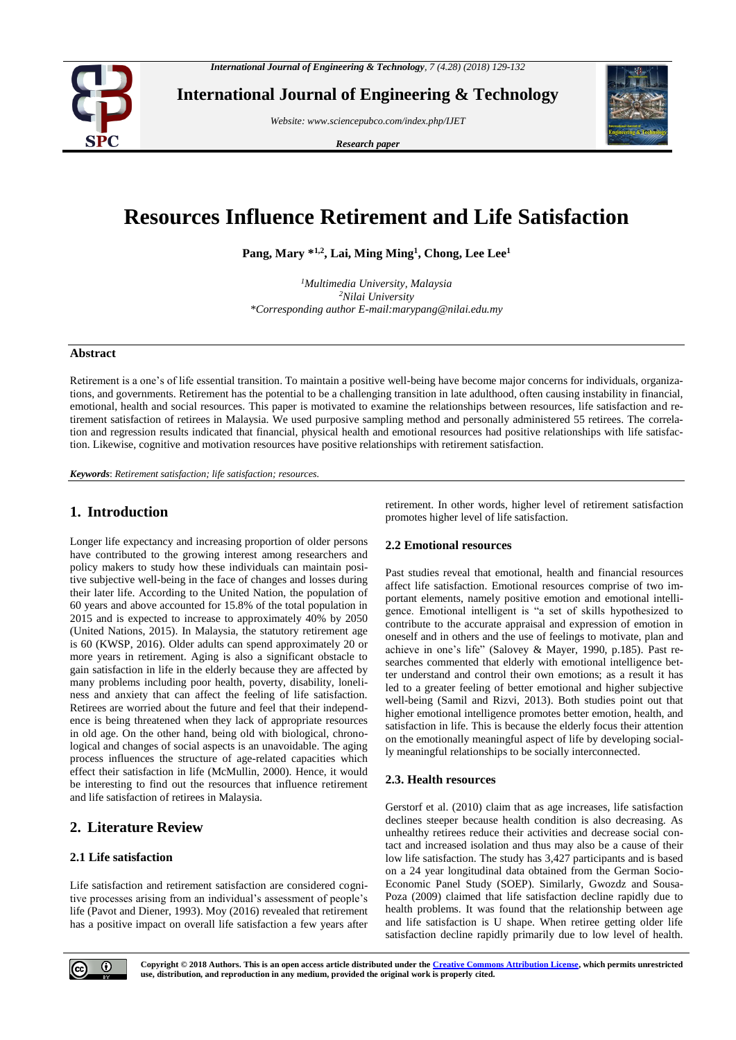# Resources Influence Retirement and Life Satisfaction

**Pang, Mary \*[1,2], Lai, Ming Ming[1], Chong, Lee Lee[1]**

*[1]Multimedia University, Malaysia*
*[2]Nilai University*
*\*Corresponding author E-mail:marypang@nilai.edu.my*

## Abstract

Retirement is a one's of life essential transition. To maintain a positive well-being have become major concerns for individuals, organizations, and governments. Retirement has the potential to be a challenging transition in late adulthood, often causing instability in financial, emotional, health and social resources. This paper is motivated to examine the relationships between resources, life satisfaction and retirement satisfaction of retirees in Malaysia. We used purposive sampling method and personally administered 55 retirees. The correlation and regression results indicated that financial, physical health and emotional resources had positive relationships with life satisfaction. Likewise, cognitive and motivation resources have positive relationships with retirement satisfaction.

***Keywords***: *Retirement satisfaction; life satisfaction; resources.*

## 1. Introduction

Longer life expectancy and increasing proportion of older persons have contributed to the growing interest among researchers and policy makers to study how these individuals can maintain positive subjective well-being in the face of changes and losses during their later life. According to the United Nation, the population of 60 years and above accounted for 15.8% of the total population in 2015 and is expected to increase to approximately 40% by 2050 (United Nations, 2015). In Malaysia, the statutory retirement age is 60 (KWSP, 2016). Older adults can spend approximately 20 or more years in retirement. Aging is also a significant obstacle to gain satisfaction in life in the elderly because they are affected by many problems including poor health, poverty, disability, loneliness and anxiety that can affect the feeling of life satisfaction. Retirees are worried about the future and feel that their independence is being threatened when they lack of appropriate resources in old age. On the other hand, being old with biological, chronological and changes of social aspects is an unavoidable. The aging process influences the structure of age-related capacities which effect their satisfaction in life (McMullin, 2000). Hence, it would be interesting to find out the resources that influence retirement and life satisfaction of retirees in Malaysia.

## 2. Literature Review

### 2.1 Life satisfaction

Life satisfaction and retirement satisfaction are considered cognitive processes arising from an individual's assessment of people's life (Pavot and Diener, 1993). Moy (2016) revealed that retirement has a positive impact on overall life satisfaction a few years after retirement. In other words, higher level of retirement satisfaction promotes higher level of life satisfaction.

### 2.2 Emotional resources

Past studies reveal that emotional, health and financial resources affect life satisfaction. Emotional resources comprise of two important elements, namely positive emotion and emotional intelligence. Emotional intelligent is "a set of skills hypothesized to contribute to the accurate appraisal and expression of emotion in oneself and in others and the use of feelings to motivate, plan and achieve in one's life" (Salovey & Mayer, 1990, p.185). Past researches commented that elderly with emotional intelligence better understand and control their own emotions; as a result it has led to a greater feeling of better emotional and higher subjective well-being (Samil and Rizvi, 2013). Both studies point out that higher emotional intelligence promotes better emotion, health, and satisfaction in life. This is because the elderly focus their attention on the emotionally meaningful aspect of life by developing socially meaningful relationships to be socially interconnected.

### 2.3. Health resources

Gerstorf et al. (2010) claim that as age increases, life satisfaction declines steeper because health condition is also decreasing. As unhealthy retirees reduce their activities and decrease social contact and increased isolation and thus may also be a cause of their low life satisfaction. The study has 3,427 participants and is based on a 24 year longitudinal data obtained from the German Socio-Economic Panel Study (SOEP). Similarly, Gwozdz and Sousa-Poza (2009) claimed that life satisfaction decline rapidly due to health problems. It was found that the relationship between age and life satisfaction is U shape. When retiree getting older life satisfaction decline rapidly primarily due to low level of health.

**Copyright © 2018 Authors. This is an open access article distributed under the Creative Commons Attribution License, which permits unrestricted use, distribution, and reproduction in any medium, provided the original work is properly cited.**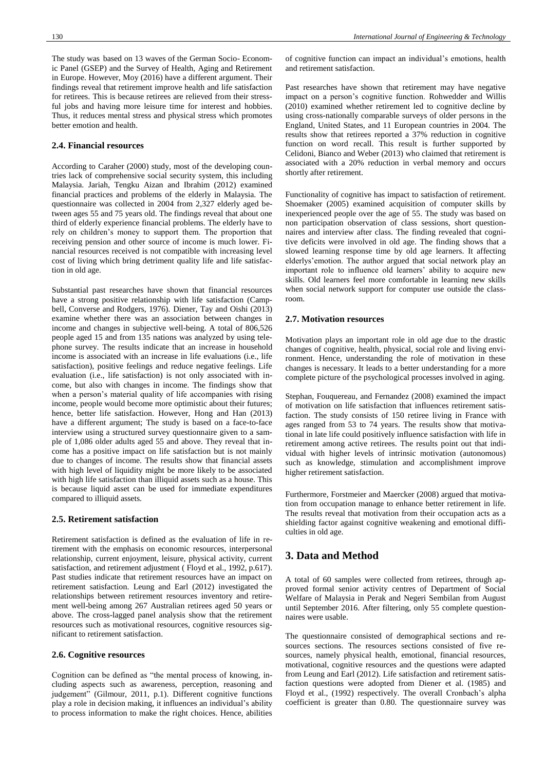The study was based on 13 waves of the German Socio- Economic Panel (GSEP) and the Survey of Health, Aging and Retirement in Europe. However, Moy (2016) have a different argument. Their findings reveal that retirement improve health and life satisfaction for retirees. This is because retirees are relieved from their stressful jobs and having more leisure time for interest and hobbies. Thus, it reduces mental stress and physical stress which promotes better emotion and health.

### 2.4. Financial resources

According to Caraher (2000) study, most of the developing countries lack of comprehensive social security system, this including Malaysia. Jariah, Tengku Aizan and Ibrahim (2012) examined financial practices and problems of the elderly in Malaysia. The questionnaire was collected in 2004 from 2,327 elderly aged between ages 55 and 75 years old. The findings reveal that about one third of elderly experience financial problems. The elderly have to rely on children's money to support them. The proportion that receiving pension and other source of income is much lower. Financial resources received is not compatible with increasing level cost of living which bring detriment quality life and life satisfaction in old age.

Substantial past researches have shown that financial resources have a strong positive relationship with life satisfaction (Campbell, Converse and Rodgers, 1976). Diener, Tay and Oishi (2013) examine whether there was an association between changes in income and changes in subjective well-being. A total of 806,526 people aged 15 and from 135 nations was analyzed by using telephone survey. The results indicate that an increase in household income is associated with an increase in life evaluations (i.e., life satisfaction), positive feelings and reduce negative feelings. Life evaluation (i.e., life satisfaction) is not only associated with income, but also with changes in income. The findings show that when a person's material quality of life accompanies with rising income, people would become more optimistic about their futures; hence, better life satisfaction. However, Hong and Han (2013) have a different argument; The study is based on a face-to-face interview using a structured survey questionnaire given to a sample of 1,086 older adults aged 55 and above. They reveal that income has a positive impact on life satisfaction but is not mainly due to changes of income. The results show that financial assets with high level of liquidity might be more likely to be associated with high life satisfaction than illiquid assets such as a house. This is because liquid asset can be used for immediate expenditures compared to illiquid assets.

### 2.5. Retirement satisfaction

Retirement satisfaction is defined as the evaluation of life in retirement with the emphasis on economic resources, interpersonal relationship, current enjoyment, leisure, physical activity, current satisfaction, and retirement adjustment ( Floyd et al., 1992, p.617). Past studies indicate that retirement resources have an impact on retirement satisfaction. Leung and Earl (2012) investigated the relationships between retirement resources inventory and retirement well-being among 267 Australian retirees aged 50 years or above. The cross-lagged panel analysis show that the retirement resources such as motivational resources, cognitive resources significant to retirement satisfaction.

### 2.6. Cognitive resources

Cognition can be defined as "the mental process of knowing, including aspects such as awareness, perception, reasoning and judgement" (Gilmour, 2011, p.1). Different cognitive functions play a role in decision making, it influences an individual's ability to process information to make the right choices. Hence, abilities of cognitive function can impact an individual's emotions, health and retirement satisfaction.

Past researches have shown that retirement may have negative impact on a person's cognitive function. Rohwedder and Willis (2010) examined whether retirement led to cognitive decline by using cross-nationally comparable surveys of older persons in the England, United States, and 11 European countries in 2004. The results show that retirees reported a 37% reduction in cognitive function on word recall. This result is further supported by Celidoni, Bianco and Weber (2013) who claimed that retirement is associated with a 20% reduction in verbal memory and occurs shortly after retirement.

Functionality of cognitive has impact to satisfaction of retirement. Shoemaker (2005) examined acquisition of computer skills by inexperienced people over the age of 55. The study was based on non participation observation of class sessions, short questionnaires and interview after class. The finding revealed that cognitive deficits were involved in old age. The finding shows that a slowed learning response time by old age learners. It affecting elderlys'emotion. The author argued that social network play an important role to influence old learners' ability to acquire new skills. Old learners feel more comfortable in learning new skills when social network support for computer use outside the classroom.

### 2.7. Motivation resources

Motivation plays an important role in old age due to the drastic changes of cognitive, health, physical, social role and living environment. Hence, understanding the role of motivation in these changes is necessary. It leads to a better understanding for a more complete picture of the psychological processes involved in aging.

Stephan, Fouquereau, and Fernandez (2008) examined the impact of motivation on life satisfaction that influences retirement satisfaction. The study consists of 150 retiree living in France with ages ranged from 53 to 74 years. The results show that motivational in late life could positively influence satisfaction with life in retirement among active retirees. The results point out that individual with higher levels of intrinsic motivation (autonomous) such as knowledge, stimulation and accomplishment improve higher retirement satisfaction.

Furthermore, Forstmeier and Maercker (2008) argued that motivation from occupation manage to enhance better retirement in life. The results reveal that motivation from their occupation acts as a shielding factor against cognitive weakening and emotional difficulties in old age.

## 3. Data and Method

A total of 60 samples were collected from retirees, through approved formal senior activity centres of Department of Social Welfare of Malaysia in Perak and Negeri Sembilan from August until September 2016. After filtering, only 55 complete questionnaires were usable.

The questionnaire consisted of demographical sections and resources sections. The resources sections consisted of five resources, namely physical health, emotional, financial resources, motivational, cognitive resources and the questions were adapted from Leung and Earl (2012). Life satisfaction and retirement satisfaction questions were adopted from Diener et al. (1985) and Floyd et al., (1992) respectively. The overall Cronbach's alpha coefficient is greater than 0.80. The questionnaire survey was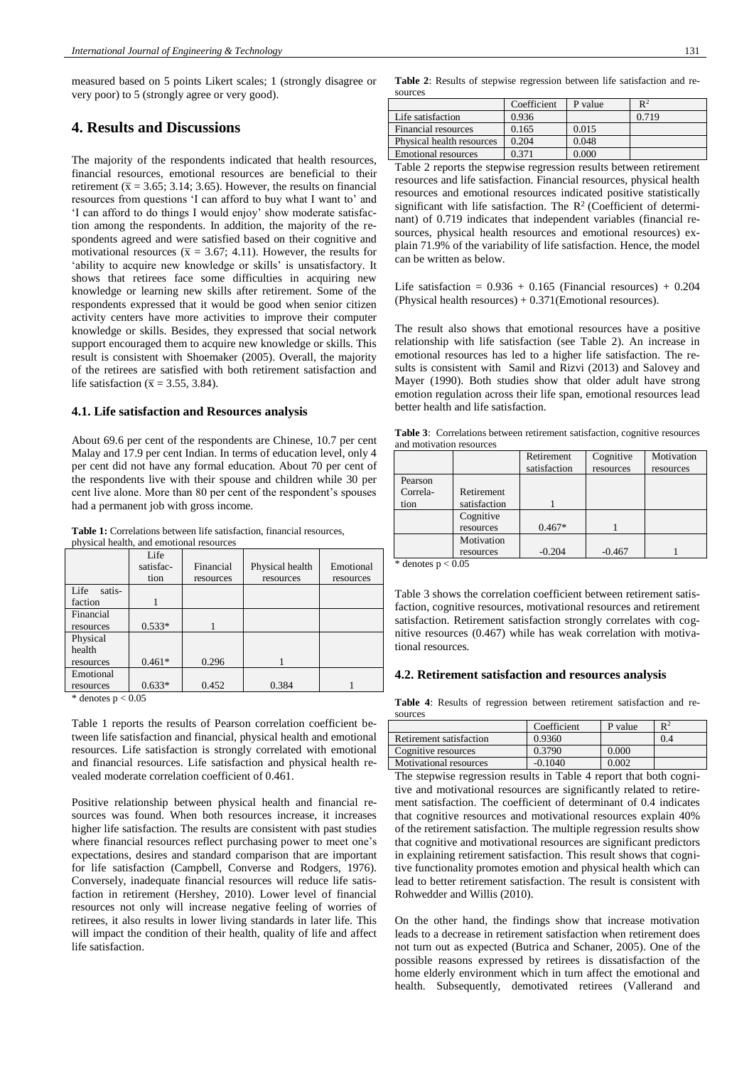measured based on 5 points Likert scales; 1 (strongly disagree or very poor) to 5 (strongly agree or very good).

## 4. Results and Discussions

The majority of the respondents indicated that health resources, financial resources, emotional resources are beneficial to their retirement ($\bar{x}$ = 3.65; 3.14; 3.65). However, the results on financial resources from questions 'I can afford to buy what I want to' and 'I can afford to do things I would enjoy' show moderate satisfaction among the respondents. In addition, the majority of the respondents agreed and were satisfied based on their cognitive and motivational resources ($\bar{x}$ = 3.67; 4.11). However, the results for 'ability to acquire new knowledge or skills' is unsatisfactory. It shows that retirees face some difficulties in acquiring new knowledge or learning new skills after retirement. Some of the respondents expressed that it would be good when senior citizen activity centers have more activities to improve their computer knowledge or skills. Besides, they expressed that social network support encouraged them to acquire new knowledge or skills. This result is consistent with Shoemaker (2005). Overall, the majority of the retirees are satisfied with both retirement satisfaction and life satisfaction ($\bar{x}$ = 3.55, 3.84).

### 4.1. Life satisfaction and Resources analysis

About 69.6 per cent of the respondents are Chinese, 10.7 per cent Malay and 17.9 per cent Indian. In terms of education level, only 4 per cent did not have any formal education. About 70 per cent of the respondents live with their spouse and children while 30 per cent live alone. More than 80 per cent of the respondent's spouses had a permanent job with gross income.

**Table 1:** Correlations between life satisfaction, financial resources, physical health, and emotional resources

| | Life satisfaction | Financial resources | Physical health resources | Emotional resources |
|---|---|---|---|---|
| Life satisfaction | 1 | | | |
| Financial resources | 0.533* | 1 | | |
| Physical health resources | 0.461* | 0.296 | 1 | |
| Emotional resources | 0.633* | 0.452 | 0.384 | 1 |

* denotes $p < 0.05$

Table 1 reports the results of Pearson correlation coefficient between life satisfaction and financial, physical health and emotional resources. Life satisfaction is strongly correlated with emotional and financial resources. Life satisfaction and physical health revealed moderate correlation coefficient of 0.461.

Positive relationship between physical health and financial resources was found. When both resources increase, it increases higher life satisfaction. The results are consistent with past studies where financial resources reflect purchasing power to meet one's expectations, desires and standard comparison that are important for life satisfaction (Campbell, Converse and Rodgers, 1976). Conversely, inadequate financial resources will reduce life satisfaction in retirement (Hershey, 2010). Lower level of financial resources not only will increase negative feeling of worries of retirees, it also results in lower living standards in later life. This will impact the condition of their health, quality of life and affect life satisfaction.

**Table 2**: Results of stepwise regression between life satisfaction and resources

| | Coefficient | P value | $R^2$ |
|---|---|---|---|
| Life satisfaction | 0.936 | | 0.719 |
| Financial resources | 0.165 | 0.015 | |
| Physical health resources | 0.204 | 0.048 | |
| Emotional resources | 0.371 | 0.000 | |

Table 2 reports the stepwise regression results between retirement resources and life satisfaction. Financial resources, physical health resources and emotional resources indicated positive statistically significant with life satisfaction. The $R^2$ (Coefficient of determinant) of 0.719 indicates that independent variables (financial resources, physical health resources and emotional resources) explain 71.9% of the variability of life satisfaction. Hence, the model can be written as below.

Life satisfaction = 0.936 + 0.165 (Financial resources) + 0.204 (Physical health resources) + 0.371(Emotional resources).

The result also shows that emotional resources have a positive relationship with life satisfaction (see Table 2). An increase in emotional resources has led to a higher life satisfaction. The results is consistent with Samil and Rizvi (2013) and Salovey and Mayer (1990). Both studies show that older adult have strong emotion regulation across their life span, emotional resources lead better health and life satisfaction.

**Table 3**: Correlations between retirement satisfaction, cognitive resources and motivation resources

| | | Retirement satisfaction | Cognitive resources | Motivation resources |
|---|---|---|---|---|
| Pearson Correlation | Retirement satisfaction | 1 | | |
| | Cognitive resources | 0.467* | 1 | |
| | Motivation resources | -0.204 | -0.467 | 1 |

* denotes $p < 0.05$

Table 3 shows the correlation coefficient between retirement satisfaction, cognitive resources, motivational resources and retirement satisfaction. Retirement satisfaction strongly correlates with cognitive resources (0.467) while has weak correlation with motivational resources.

### 4.2. Retirement satisfaction and resources analysis

**Table 4**: Results of regression between retirement satisfaction and resources

| | Coefficient | P value | $R^2$ |
|---|---|---|---|
| Retirement satisfaction | 0.9360 | | 0.4 |
| Cognitive resources | 0.3790 | 0.000 | |
| Motivational resources | -0.1040 | 0.002 | |

The stepwise regression results in Table 4 report that both cognitive and motivational resources are significantly related to retirement satisfaction. The coefficient of determinant of 0.4 indicates that cognitive resources and motivational resources explain 40% of the retirement satisfaction. The multiple regression results show that cognitive and motivational resources are significant predictors in explaining retirement satisfaction. This result shows that cognitive functionality promotes emotion and physical health which can lead to better retirement satisfaction. The result is consistent with Rohwedder and Willis (2010).

On the other hand, the findings show that increase motivation leads to a decrease in retirement satisfaction when retirement does not turn out as expected (Butrica and Schaner, 2005). One of the possible reasons expressed by retirees is dissatisfaction of the home elderly environment which in turn affect the emotional and health. Subsequently, demotivated retirees (Vallerand and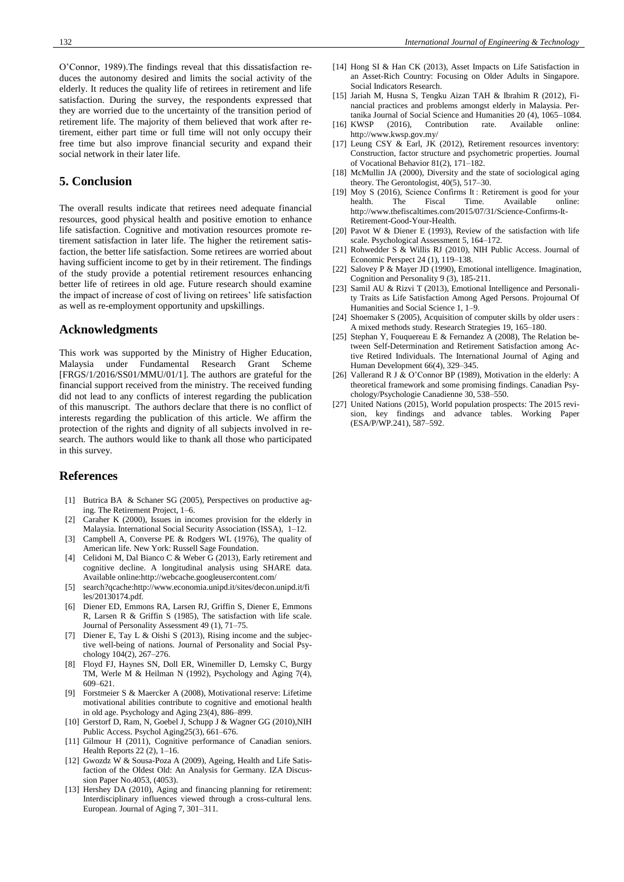O'Connor, 1989).The findings reveal that this dissatisfaction reduces the autonomy desired and limits the social activity of the elderly. It reduces the quality life of retirees in retirement and life satisfaction. During the survey, the respondents expressed that they are worried due to the uncertainty of the transition period of retirement life. The majority of them believed that work after retirement, either part time or full time will not only occupy their free time but also improve financial security and expand their social network in their later life.

## 5. Conclusion

The overall results indicate that retirees need adequate financial resources, good physical health and positive emotion to enhance life satisfaction. Cognitive and motivation resources promote retirement satisfaction in later life. The higher the retirement satisfaction, the better life satisfaction. Some retirees are worried about having sufficient income to get by in their retirement. The findings of the study provide a potential retirement resources enhancing better life of retirees in old age. Future research should examine the impact of increase of cost of living on retirees' life satisfaction as well as re-employment opportunity and upskillings.

## Acknowledgments

This work was supported by the Ministry of Higher Education, Malaysia under Fundamental Research Grant Scheme [FRGS/1/2016/SS01/MMU/01/1]. The authors are grateful for the financial support received from the ministry. The received funding did not lead to any conflicts of interest regarding the publication of this manuscript. The authors declare that there is no conflict of interests regarding the publication of this article. We affirm the protection of the rights and dignity of all subjects involved in research. The authors would like to thank all those who participated in this survey.

## References

[1] Butrica BA & Schaner SG (2005), Perspectives on productive aging. The Retirement Project, 1–6.

[2] Caraher K (2000), Issues in incomes provision for the elderly in Malaysia. International Social Security Association (ISSA), 1–12.

[3] Campbell A, Converse PE & Rodgers WL (1976), The quality of American life. New York: Russell Sage Foundation.

[4] Celidoni M, Dal Bianco C & Weber G (2013), Early retirement and cognitive decline. A longitudinal analysis using SHARE data. Available online:http://webcache.googleusercontent.com/

[5] search?qcache:http://www.economia.unipd.it/sites/decon.unipd.it/files/20130174.pdf.

[6] Diener ED, Emmons RA, Larsen RJ, Griffin S, Diener E, Emmons R, Larsen R & Griffin S (1985), The satisfaction with life scale. Journal of Personality Assessment 49 (1), 71–75.

[7] Diener E, Tay L & Oishi S (2013), Rising income and the subjective well-being of nations. Journal of Personality and Social Psychology 104(2), 267–276.

[8] Floyd FJ, Haynes SN, Doll ER, Winemiller D, Lemsky C, Burgy TM, Werle M & Heilman N (1992), Psychology and Aging 7(4), 609–621.

[9] Forstmeier S & Maercker A (2008), Motivational reserve: Lifetime motivational abilities contribute to cognitive and emotional health in old age. Psychology and Aging 23(4), 886–899.

[10] Gerstorf D, Ram, N, Goebel J, Schupp J & Wagner GG (2010),NIH Public Access. Psychol Aging25(3), 661–676.

[11] Gilmour H (2011), Cognitive performance of Canadian seniors. Health Reports 22 (2), 1–16.

[12] Gwozdz W & Sousa-Poza A (2009), Ageing, Health and Life Satisfaction of the Oldest Old: An Analysis for Germany. IZA Discussion Paper No.4053, (4053).

[13] Hershey DA (2010), Aging and financing planning for retirement: Interdisciplinary influences viewed through a cross-cultural lens. European. Journal of Aging 7, 301–311.

[14] Hong SI & Han CK (2013), Asset Impacts on Life Satisfaction in an Asset-Rich Country: Focusing on Older Adults in Singapore. Social Indicators Research.

[15] Jariah M, Husna S, Tengku Aizan TAH & Ibrahim R (2012), Financial practices and problems amongst elderly in Malaysia. Pertanika Journal of Social Science and Humanities 20 (4), 1065–1084.

[16] KWSP (2016), Contribution rate. Available online: http://www.kwsp.gov.my/

[17] Leung CSY & Earl, JK (2012), Retirement resources inventory: Construction, factor structure and psychometric properties. Journal of Vocational Behavior 81(2), 171–182.

[18] McMullin JA (2000), Diversity and the state of sociological aging theory. The Gerontologist, 40(5), 517–30.

[19] Moy S (2016), Science Confirms It : Retirement is good for your health. The Fiscal Time. Available online: http://www.thefiscaltimes.com/2015/07/31/Science-Confirms-It-Retirement-Good-Your-Health.

[20] Pavot W & Diener E (1993), Review of the satisfaction with life scale. Psychological Assessment 5, 164–172.

[21] Rohwedder S & Willis RJ (2010), NIH Public Access. Journal of Economic Perspect 24 (1), 119–138.

[22] Salovey P & Mayer JD (1990), Emotional intelligence. Imagination, Cognition and Personality 9 (3), 185-211.

[23] Samil AU & Rizvi T (2013), Emotional Intelligence and Personality Traits as Life Satisfaction Among Aged Persons. Projournal Of Humanities and Social Science 1, 1–9.

[24] Shoemaker S (2005), Acquisition of computer skills by older users : A mixed methods study. Research Strategies 19, 165–180.

[25] Stephan Y, Fouquereau E & Fernandez A (2008), The Relation between Self-Determination and Retirement Satisfaction among Active Retired Individuals. The International Journal of Aging and Human Development 66(4), 329–345.

[26] Vallerand R J & O'Connor BP (1989), Motivation in the elderly: A theoretical framework and some promising findings. Canadian Psychology/Psychologie Canadienne 30, 538–550.

[27] United Nations (2015), World population prospects: The 2015 revision, key findings and advance tables. Working Paper (ESA/P/WP.241), 587–592.